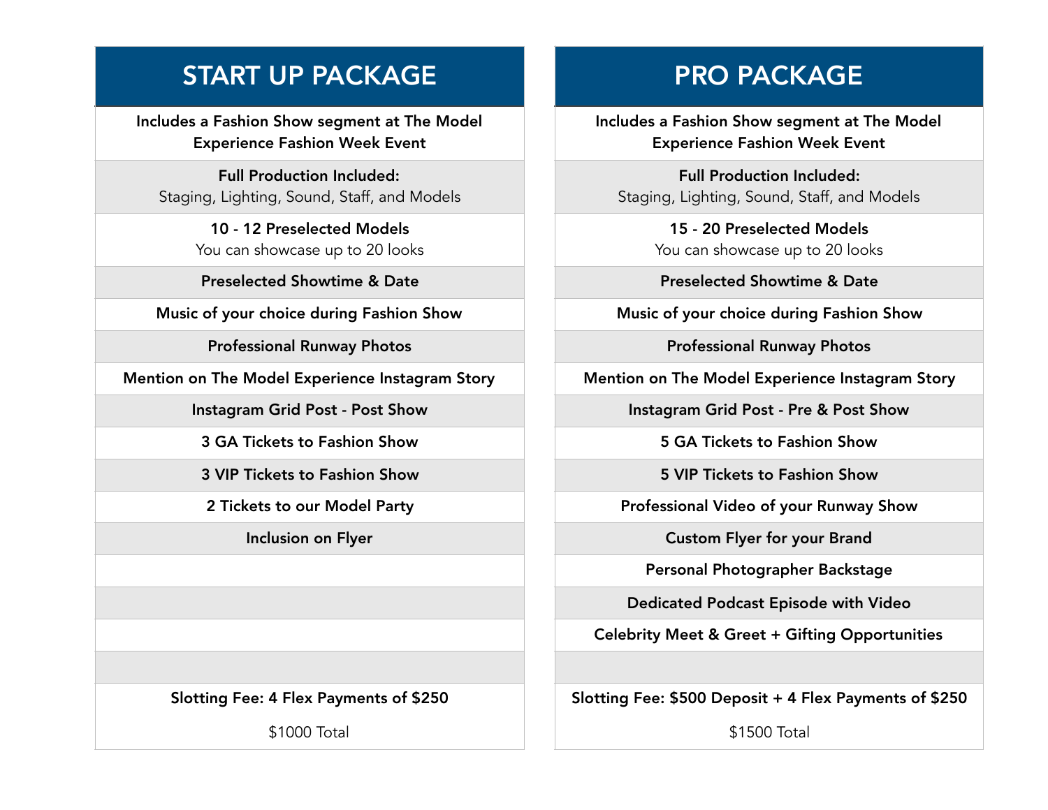| START UP PACKAGE | PRO PACKAGE |
| --- | --- |
| **Includes a Fashion Show segment at The Model Experience Fashion Week Event** | **Includes a Fashion Show segment at The Model Experience Fashion Week Event** |
| **Full Production Included:** Staging, Lighting, Sound, Staff, and Models | **Full Production Included:** Staging, Lighting, Sound, Staff, and Models |
| **10 - 12 Preselected Models** You can showcase up to 20 looks | **15 - 20 Preselected Models** You can showcase up to 20 looks |
| **Preselected Showtime & Date** | **Preselected Showtime & Date** |
| **Music of your choice during Fashion Show** | **Music of your choice during Fashion Show** |
| **Professional Runway Photos** | **Professional Runway Photos** |
| **Mention on The Model Experience Instagram Story** | **Mention on The Model Experience Instagram Story** |
| **Instagram Grid Post - Post Show** | **Instagram Grid Post - Pre & Post Show** |
| **3 GA Tickets to Fashion Show** | **5 GA Tickets to Fashion Show** |
| **3 VIP Tickets to Fashion Show** | **5 VIP Tickets to Fashion Show** |
| **2 Tickets to our Model Party** | **Professional Video of your Runway Show** |
| **Inclusion on Flyer** | **Custom Flyer for your Brand** |
| | **Personal Photographer Backstage** |
| | **Dedicated Podcast Episode with Video** |
| | **Celebrity Meet & Greet + Gifting Opportunities** |
| | |
| **Slotting Fee: 4 Flex Payments of $250** $1000 Total | **Slotting Fee: $500 Deposit + 4 Flex Payments of $250** $1500 Total |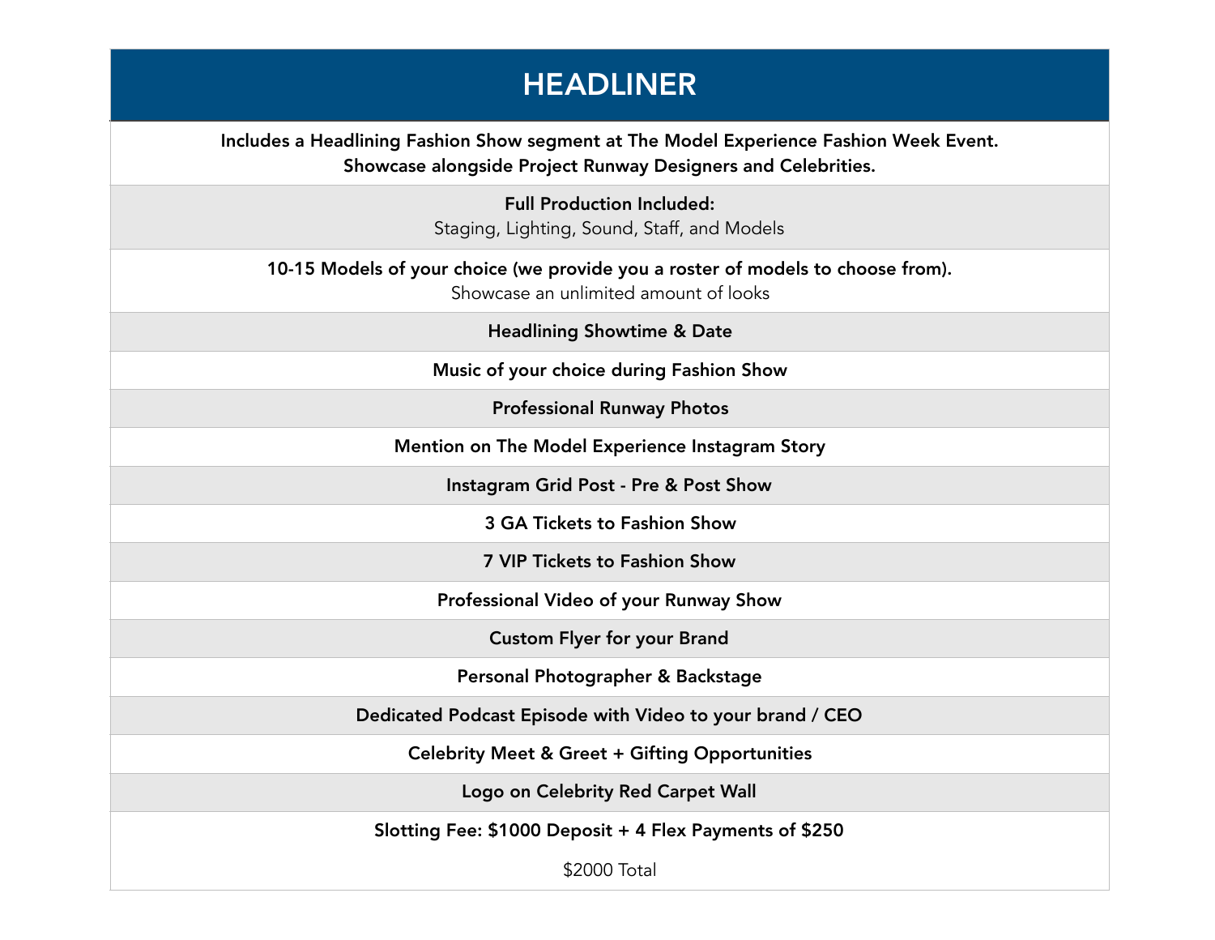| HEADLINER |
| --- |
| **Includes a Headlining Fashion Show segment at The Model Experience Fashion Week Event.**<br>**Showcase alongside Project Runway Designers and Celebrities.** |
| **Full Production Included:**<br>Staging, Lighting, Sound, Staff, and Models |
| **10-15 Models of your choice (we provide you a roster of models to choose from).**<br>Showcase an unlimited amount of looks |
| **Headlining Showtime & Date** |
| **Music of your choice during Fashion Show** |
| **Professional Runway Photos** |
| **Mention on The Model Experience Instagram Story** |
| **Instagram Grid Post - Pre & Post Show** |
| **3 GA Tickets to Fashion Show** |
| **7 VIP Tickets to Fashion Show** |
| **Professional Video of your Runway Show** |
| **Custom Flyer for your Brand** |
| **Personal Photographer & Backstage** |
| **Dedicated Podcast Episode with Video to your brand / CEO** |
| **Celebrity Meet & Greet + Gifting Opportunities** |
| **Logo on Celebrity Red Carpet Wall** |
| **Slotting Fee: $1000 Deposit + 4 Flex Payments of $250**<br>$2000 Total |